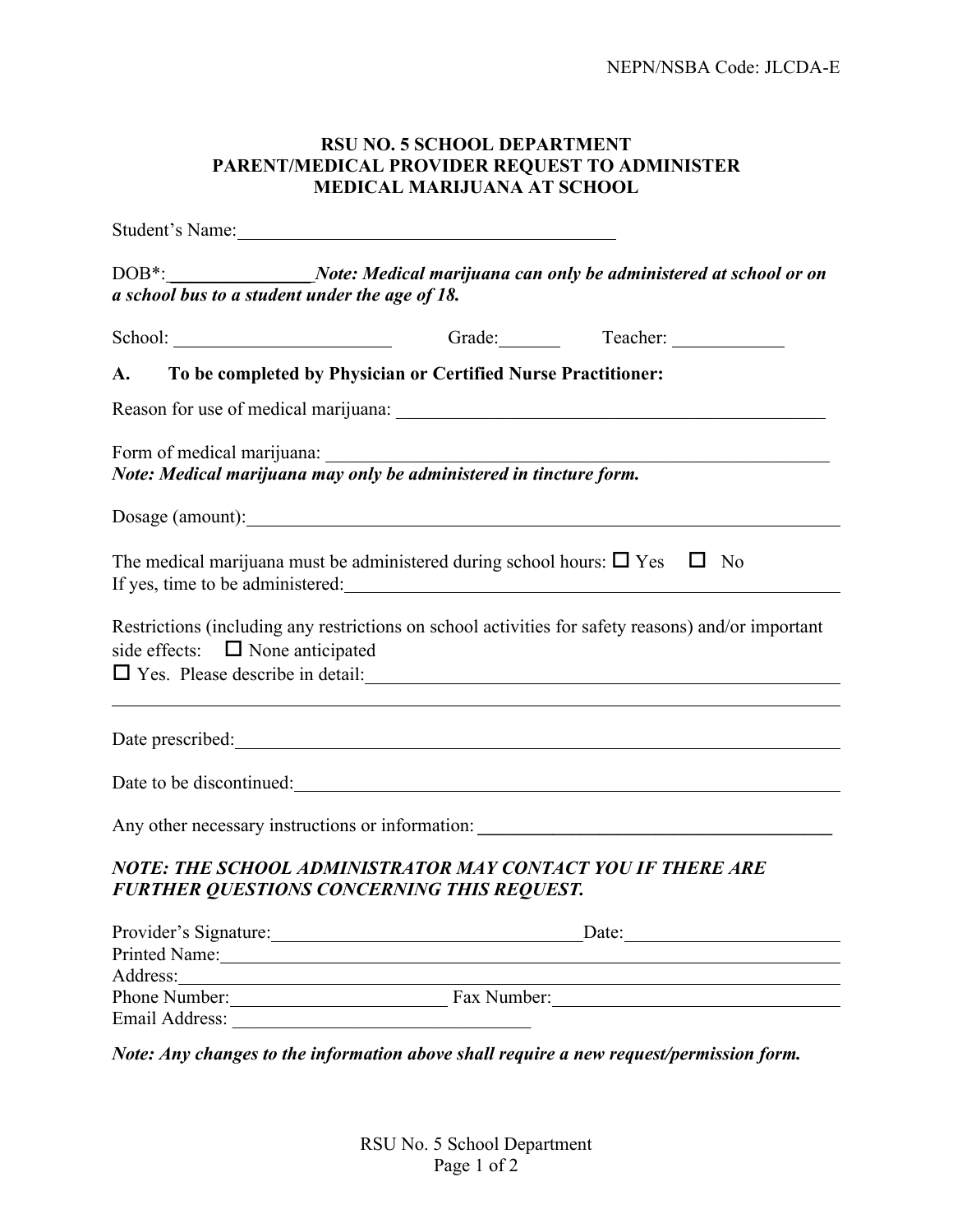NEPN/NSBA Code: JLCDA-E

# RSU NO. 5 SCHOOL DEPARTMENT
# PARENT/MEDICAL PROVIDER REQUEST TO ADMINISTER MEDICAL MARIJUANA AT SCHOOL

Student's Name: ______________________________________

DOB*: ______________ ***Note: Medical marijuana can only be administered at school or on a school bus to a student under the age of 18.***

School: ____________________ Grade: ______ Teacher: ___________

**A. To be completed by Physician or Certified Nurse Practitioner:**

Reason for use of medical marijuana: ____________________________________________

Form of medical marijuana: ____________________________________________________
***Note: Medical marijuana may only be administered in tincture form.***

Dosage (amount): ____________________________________________________________

The medical marijuana must be administered during school hours: ☐ Yes ☐ No
If yes, time to be administered: ______________________________________________

Restrictions (including any restrictions on school activities for safety reasons) and/or important side effects: ☐ None anticipated
☐ Yes. Please describe in detail: _____________________________________________

_______________________________________________________________________

Date prescribed: ____________________________________________________________

Date to be discontinued: ______________________________________________________

Any other necessary instructions or information: __________________________________

***NOTE: THE SCHOOL ADMINISTRATOR MAY CONTACT YOU IF THERE ARE FURTHER QUESTIONS CONCERNING THIS REQUEST.***

Provider's Signature: ______________________________ Date: ____________________
Printed Name: ____________________________________________________________
Address: ________________________________________________________________
Phone Number: ____________________ Fax Number: ____________________________
Email Address: ______________________________

***Note: Any changes to the information above shall require a new request/permission form.***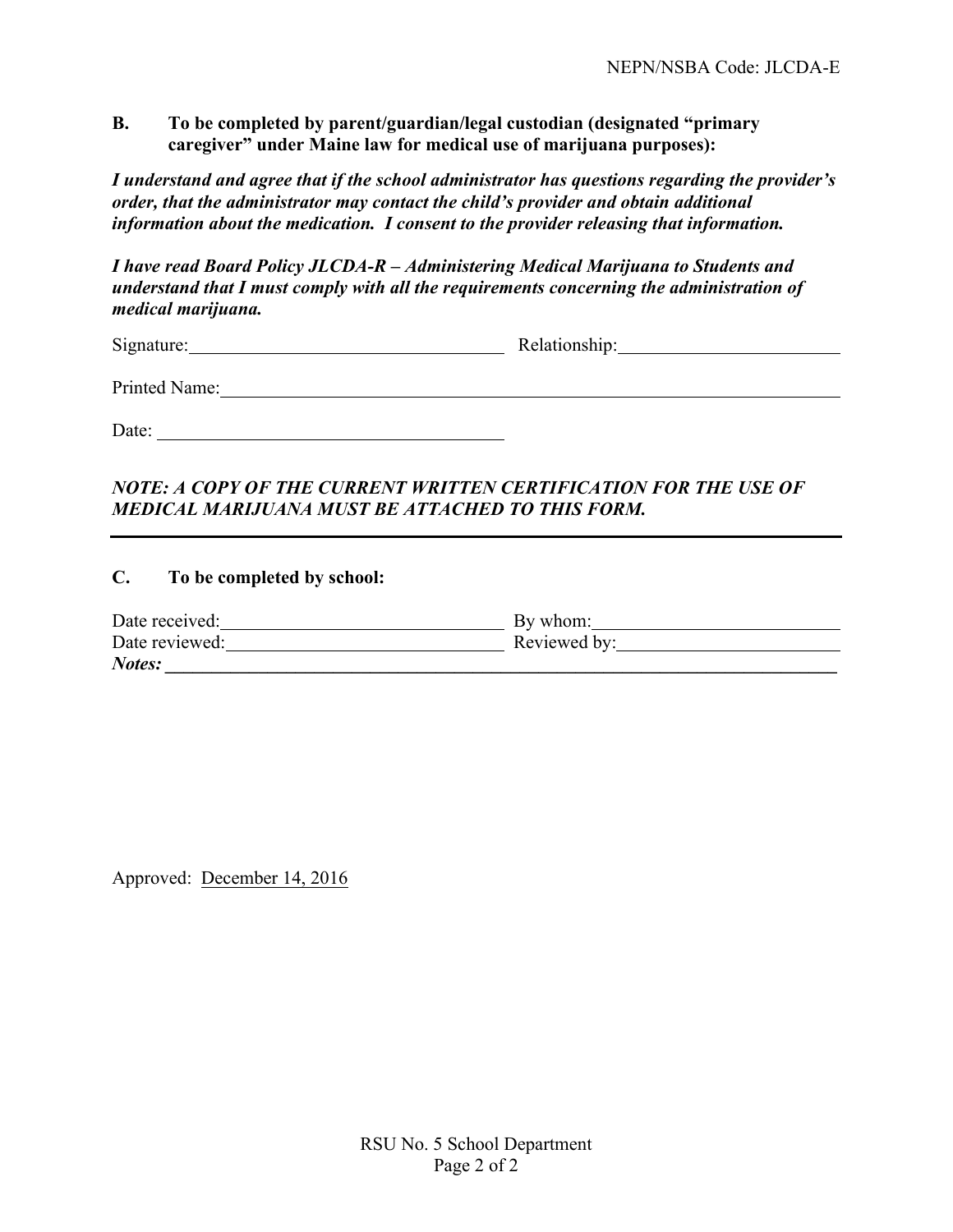**B. To be completed by parent/guardian/legal custodian (designated "primary caregiver" under Maine law for medical use of marijuana purposes):**

***I understand and agree that if the school administrator has questions regarding the provider's order, that the administrator may contact the child's provider and obtain additional information about the medication. I consent to the provider releasing that information.***

***I have read Board Policy JLCDA-R – Administering Medical Marijuana to Students and understand that I must comply with all the requirements concerning the administration of medical marijuana.***

Signature:\_\_\_\_\_\_\_\_\_\_\_\_\_\_\_\_\_\_\_\_\_\_\_\_\_\_\_\_\_\_\_\_ Relationship:\_\_\_\_\_\_\_\_\_\_\_\_\_\_\_\_\_\_\_\_\_\_\_\_

Printed Name:\_\_\_\_\_\_\_\_\_\_\_\_\_\_\_\_\_\_\_\_\_\_\_\_\_\_\_\_\_\_\_\_\_\_\_\_\_\_\_\_\_\_\_\_\_\_\_\_\_\_\_\_\_\_\_\_\_\_

Date: \_\_\_\_\_\_\_\_\_\_\_\_\_\_\_\_\_\_\_\_\_\_\_\_\_\_\_\_\_\_\_\_\_\_\_\_

***NOTE: A COPY OF THE CURRENT WRITTEN CERTIFICATION FOR THE USE OF MEDICAL MARIJUANA MUST BE ATTACHED TO THIS FORM.***

---

**C. To be completed by school:**

Date received:\_\_\_\_\_\_\_\_\_\_\_\_\_\_\_\_\_\_\_\_\_\_\_\_\_\_\_\_\_\_ By whom:\_\_\_\_\_\_\_\_\_\_\_\_\_\_\_\_\_\_\_\_\_\_\_\_\_\_

Date reviewed:\_\_\_\_\_\_\_\_\_\_\_\_\_\_\_\_\_\_\_\_\_\_\_\_\_\_\_\_\_ Reviewed by:\_\_\_\_\_\_\_\_\_\_\_\_\_\_\_\_\_\_\_\_\_\_\_\_

***Notes:*** \_\_\_\_\_\_\_\_\_\_\_\_\_\_\_\_\_\_\_\_\_\_\_\_\_\_\_\_\_\_\_\_\_\_\_\_\_\_\_\_\_\_\_\_\_\_\_\_\_\_\_\_\_\_\_\_\_\_\_\_\_\_\_\_\_\_\_\_\_\_\_\_

Approved: December 14, 2016